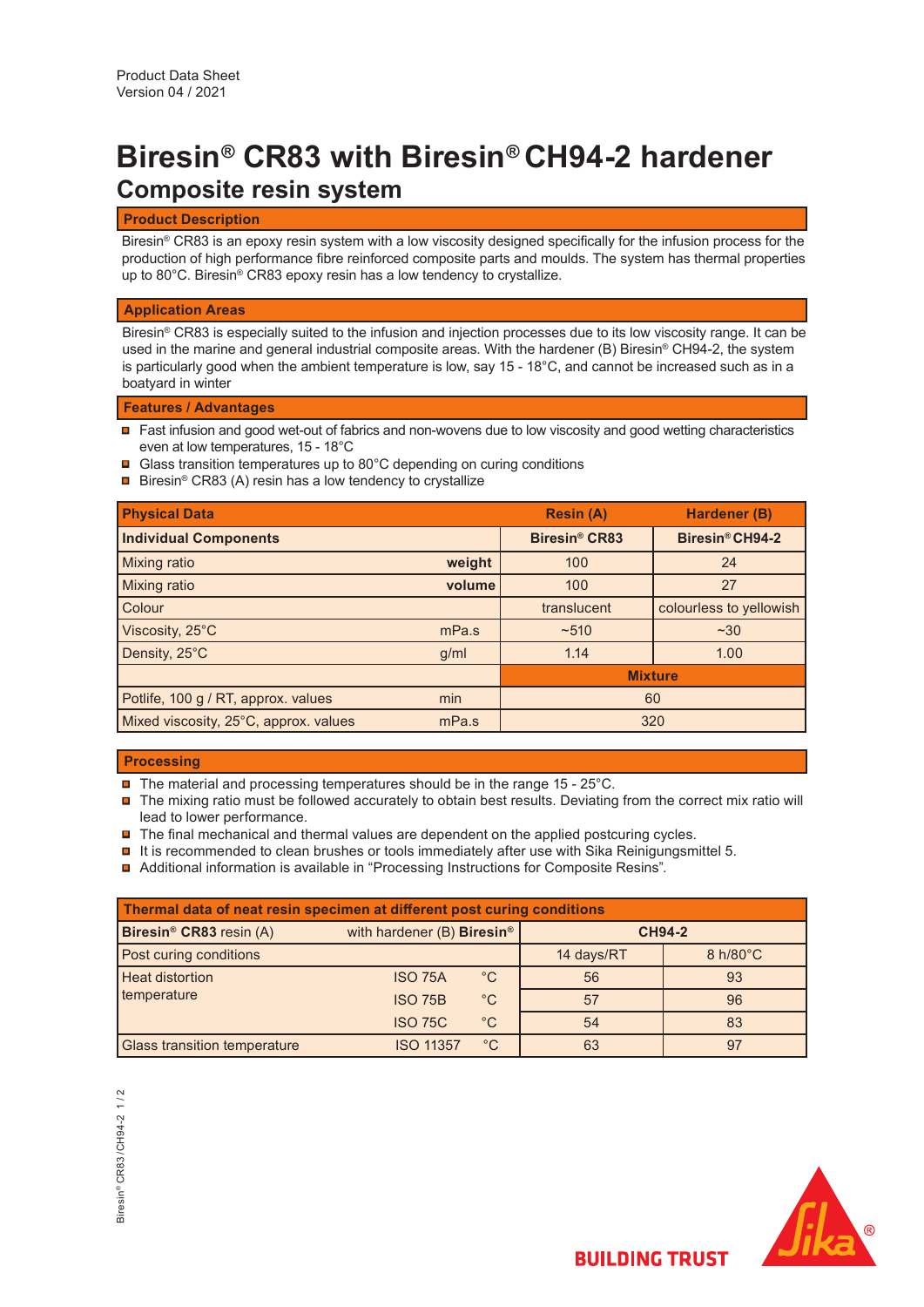Product Data Sheet
Version 04 / 2021

# Biresin® CR83 with Biresin® CH94-2 hardener

## Composite resin system

### Product Description

Biresin® CR83 is an epoxy resin system with a low viscosity designed specifically for the infusion process for the production of high performance fibre reinforced composite parts and moulds. The system has thermal properties up to 80°C. Biresin® CR83 epoxy resin has a low tendency to crystallize.

### Application Areas

Biresin® CR83 is especially suited to the infusion and injection processes due to its low viscosity range. It can be used in the marine and general industrial composite areas. With the hardener (B) Biresin® CH94-2, the system is particularly good when the ambient temperature is low, say 15 - 18°C, and cannot be increased such as in a boatyard in winter

### Features / Advantages

- Fast infusion and good wet-out of fabrics and non-wovens due to low viscosity and good wetting characteristics even at low temperatures, 15 - 18°C
- Glass transition temperatures up to 80°C depending on curing conditions
- Biresin® CR83 (A) resin has a low tendency to crystallize

| Physical Data | | Resin (A) | Hardener (B) |
|---|---|---|---|
| **Individual Components** | | **Biresin® CR83** | **Biresin® CH94-2** |
| Mixing ratio | **weight** | 100 | 24 |
| Mixing ratio | **volume** | 100 | 27 |
| Colour | | translucent | colourless to yellowish |
| Viscosity, 25°C | mPa.s | ~510 | ~30 |
| Density, 25°C | g/ml | 1.14 | 1.00 |
| | | **Mixture** | |
| Potlife, 100 g / RT, approx. values | min | 60 | |
| Mixed viscosity, 25°C, approx. values | mPa.s | 320 | |

### Processing

- The material and processing temperatures should be in the range 15 - 25°C.
- The mixing ratio must be followed accurately to obtain best results. Deviating from the correct mix ratio will lead to lower performance.
- The final mechanical and thermal values are dependent on the applied postcuring cycles.
- It is recommended to clean brushes or tools immediately after use with Sika Reinigungsmittel 5.
- Additional information is available in "Processing Instructions for Composite Resins".

| Thermal data of neat resin specimen at different post curing conditions | | | | |
|---|---|---|---|---|
| **Biresin® CR83** resin (A) | with hardener (B) **Biresin®** | | **CH94-2** | |
| Post curing conditions | | | 14 days/RT | 8 h/80°C |
| Heat distortion temperature | ISO 75A | °C | 56 | 93 |
| | ISO 75B | °C | 57 | 96 |
| | ISO 75C | °C | 54 | 83 |
| Glass transition temperature | ISO 11357 | °C | 63 | 97 |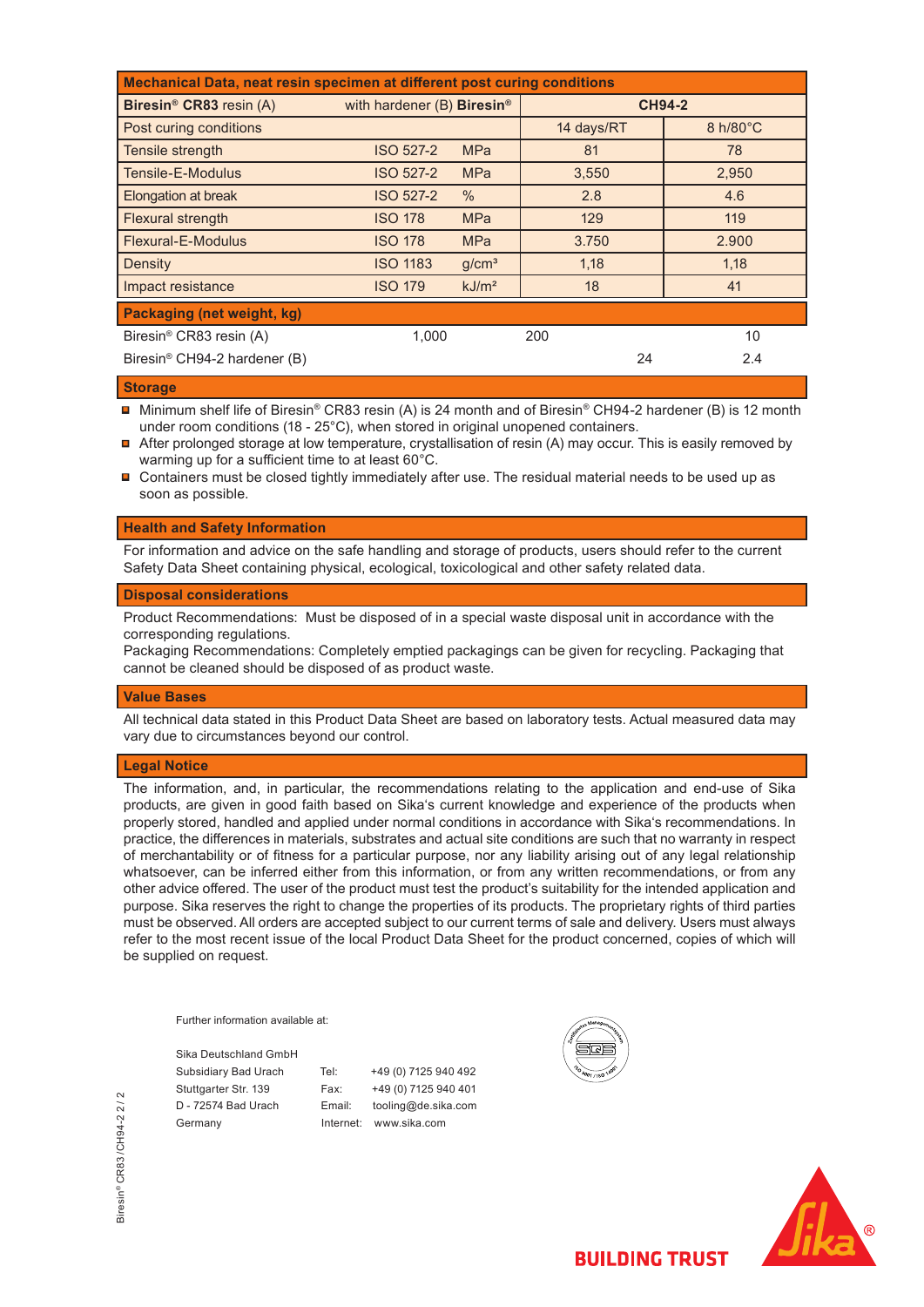| Mechanical Data, neat resin specimen at different post curing conditions | | | | |
|---|---|---|---|---|
| **Biresin® CR83** resin (A) | with hardener (B) **Biresin®** | | **CH94-2** | |
| Post curing conditions | | | 14 days/RT | 8 h/80°C |
| Tensile strength | ISO 527-2 | MPa | 81 | 78 |
| Tensile-E-Modulus | ISO 527-2 | MPa | 3,550 | 2,950 |
| Elongation at break | ISO 527-2 | % | 2.8 | 4.6 |
| Flexural strength | ISO 178 | MPa | 129 | 119 |
| Flexural-E-Modulus | ISO 178 | MPa | 3.750 | 2.900 |
| Density | ISO 1183 | g/cm³ | 1,18 | 1,18 |
| Impact resistance | ISO 179 | kJ/m² | 18 | 41 |

## Packaging (net weight, kg)

| | | | | |
|---|---|---|---|---|
| Biresin® CR83 resin (A) | 1,000 | 200 | | 10 |
| Biresin® CH94-2 hardener (B) | | | 24 | 2.4 |

## Storage

- Minimum shelf life of Biresin® CR83 resin (A) is 24 month and of Biresin® CH94-2 hardener (B) is 12 month under room conditions (18 - 25°C), when stored in original unopened containers.
- After prolonged storage at low temperature, crystallisation of resin (A) may occur. This is easily removed by warming up for a sufficient time to at least 60°C.
- Containers must be closed tightly immediately after use. The residual material needs to be used up as soon as possible.

## Health and Safety Information

For information and advice on the safe handling and storage of products, users should refer to the current Safety Data Sheet containing physical, ecological, toxicological and other safety related data.

## Disposal considerations

Product Recommendations: Must be disposed of in a special waste disposal unit in accordance with the corresponding regulations.
Packaging Recommendations: Completely emptied packagings can be given for recycling. Packaging that cannot be cleaned should be disposed of as product waste.

## Value Bases

All technical data stated in this Product Data Sheet are based on laboratory tests. Actual measured data may vary due to circumstances beyond our control.

## Legal Notice

The information, and, in particular, the recommendations relating to the application and end-use of Sika products, are given in good faith based on Sika's current knowledge and experience of the products when properly stored, handled and applied under normal conditions in accordance with Sika's recommendations. In practice, the differences in materials, substrates and actual site conditions are such that no warranty in respect of merchantability or of fitness for a particular purpose, nor any liability arising out of any legal relationship whatsoever, can be inferred either from this information, or from any written recommendations, or from any other advice offered. The user of the product must test the product's suitability for the intended application and purpose. Sika reserves the right to change the properties of its products. The proprietary rights of third parties must be observed. All orders are accepted subject to our current terms of sale and delivery. Users must always refer to the most recent issue of the local Product Data Sheet for the product concerned, copies of which will be supplied on request.

Further information available at:

Sika Deutschland GmbH
Subsidiary Bad Urach
Stuttgarter Str. 139
D - 72574 Bad Urach
Germany

Tel: +49 (0) 7125 940 492
Fax: +49 (0) 7125 940 401
Email: tooling@de.sika.com
Internet: www.sika.com

BUILDING TRUST